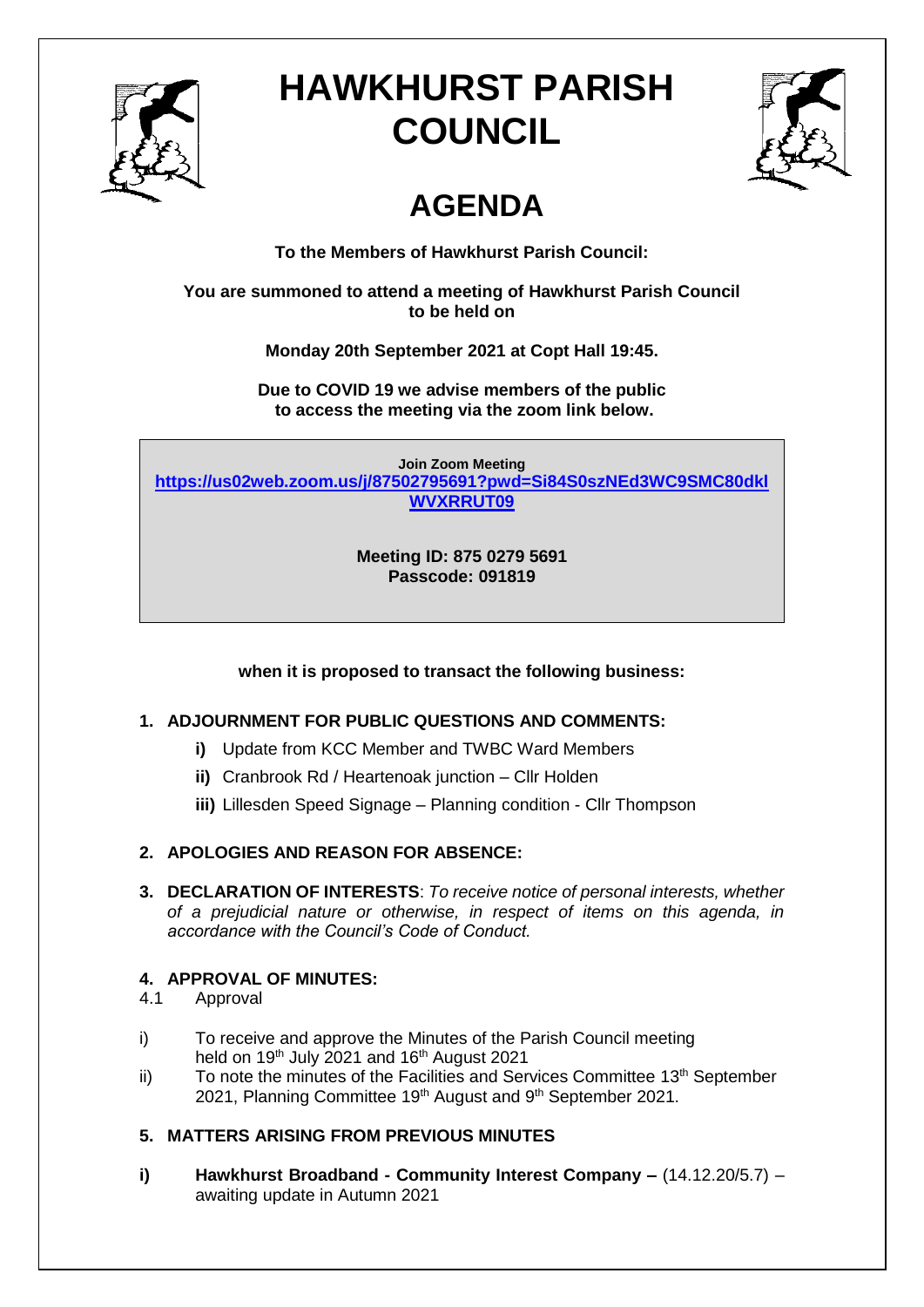# HAWKHURST PARISH COUNCIL

# AGENDA

**To the Members of Hawkhurst Parish Council:**

**You are summoned to attend a meeting of Hawkhurst Parish Council to be held on**

**Monday 20th September 2021 at Copt Hall 19:45.**

**Due to COVID 19 we advise members of the public to access the meeting via the zoom link below.**

**Join Zoom Meeting**
**https://us02web.zoom.us/j/87502795691?pwd=Si84S0szNEd3WC9SMC80dklWVXRRUT09**

**Meeting ID: 875 0279 5691**
**Passcode: 091819**

**when it is proposed to transact the following business:**

## 1. ADJOURNMENT FOR PUBLIC QUESTIONS AND COMMENTS:

- **i)** Update from KCC Member and TWBC Ward Members
- **ii)** Cranbrook Rd / Heartenoak junction – Cllr Holden
- **iii)** Lillesden Speed Signage – Planning condition - Cllr Thompson

## 2. APOLOGIES AND REASON FOR ABSENCE:

## 3. DECLARATION OF INTERESTS:

*To receive notice of personal interests, whether of a prejudicial nature or otherwise, in respect of items on this agenda, in accordance with the Council's Code of Conduct.*

## 4. APPROVAL OF MINUTES:

4.1 Approval

i) To receive and approve the Minutes of the Parish Council meeting held on 19th July 2021 and 16th August 2021

ii) To note the minutes of the Facilities and Services Committee 13th September 2021, Planning Committee 19th August and 9th September 2021.

## 5. MATTERS ARISING FROM PREVIOUS MINUTES

**i)** **Hawkhurst Broadband - Community Interest Company –** (14.12.20/5.7) – awaiting update in Autumn 2021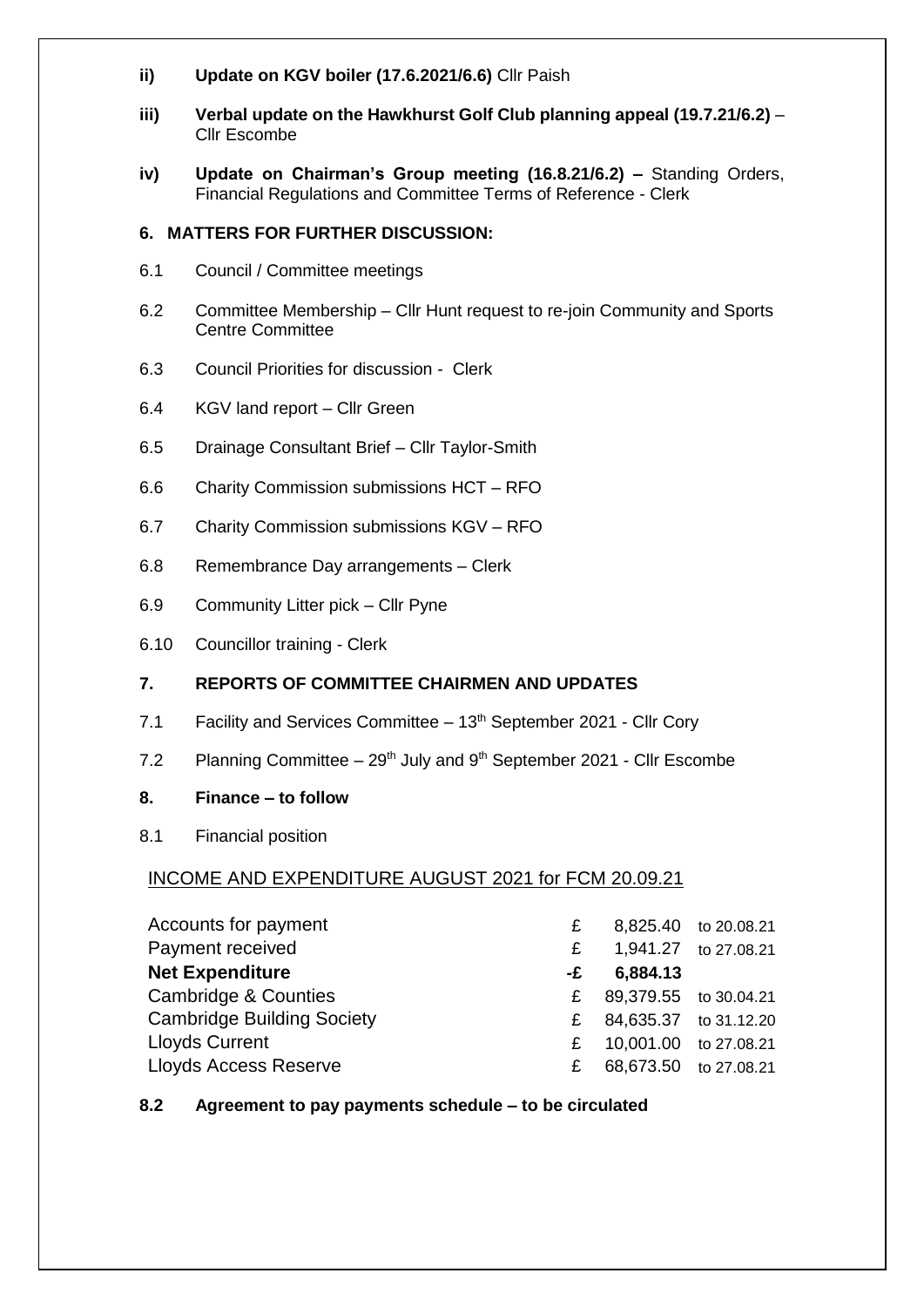- **ii) Update on KGV boiler (17.6.2021/6.6)** Cllr Paish
- **iii) Verbal update on the Hawkhurst Golf Club planning appeal (19.7.21/6.2)** – Cllr Escombe
- **iv) Update on Chairman's Group meeting (16.8.21/6.2) –** Standing Orders, Financial Regulations and Committee Terms of Reference - Clerk

## 6. MATTERS FOR FURTHER DISCUSSION:

6.1 Council / Committee meetings

6.2 Committee Membership – Cllr Hunt request to re-join Community and Sports Centre Committee

6.3 Council Priorities for discussion - Clerk

6.4 KGV land report – Cllr Green

6.5 Drainage Consultant Brief – Cllr Taylor-Smith

6.6 Charity Commission submissions HCT – RFO

6.7 Charity Commission submissions KGV – RFO

6.8 Remembrance Day arrangements – Clerk

6.9 Community Litter pick – Cllr Pyne

6.10 Councillor training - Clerk

## 7. REPORTS OF COMMITTEE CHAIRMEN AND UPDATES

7.1 Facility and Services Committee – 13th September 2021 - Cllr Cory

7.2 Planning Committee – 29th July and 9th September 2021 - Cllr Escombe

## 8. Finance – to follow

8.1 Financial position

INCOME AND EXPENDITURE AUGUST 2021 for FCM 20.09.21

| | | | |
|---|---|---|---|
| Accounts for payment | £ | 8,825.40 | to 20.08.21 |
| Payment received | £ | 1,941.27 | to 27.08.21 |
| **Net Expenditure** | **-£** | **6,884.13** | |
| Cambridge & Counties | £ | 89,379.55 | to 30.04.21 |
| Cambridge Building Society | £ | 84,635.37 | to 31.12.20 |
| Lloyds Current | £ | 10,001.00 | to 27.08.21 |
| Lloyds Access Reserve | £ | 68,673.50 | to 27.08.21 |

**8.2 Agreement to pay payments schedule – to be circulated**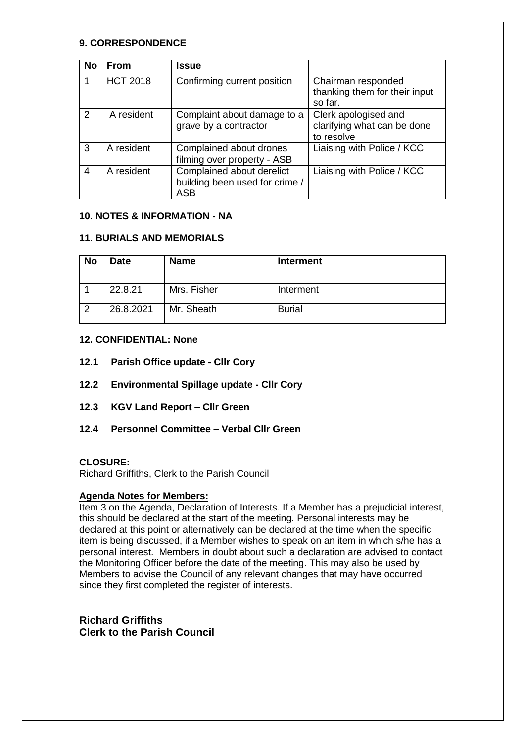**9. CORRESPONDENCE**

| No | From | Issue | |
|---|---|---|---|
| 1 | HCT 2018 | Confirming current position | Chairman responded thanking them for their input so far. |
| 2 | A resident | Complaint about damage to a grave by a contractor | Clerk apologised and clarifying what can be done to resolve |
| 3 | A resident | Complained about drones filming over property - ASB | Liaising with Police / KCC |
| 4 | A resident | Complained about derelict building been used for crime / ASB | Liaising with Police / KCC |

**10. NOTES & INFORMATION - NA**

**11. BURIALS AND MEMORIALS**

| No | Date | Name | Interment |
|---|---|---|---|
| 1 | 22.8.21 | Mrs. Fisher | Interment |
| 2 | 26.8.2021 | Mr. Sheath | Burial |

**12. CONFIDENTIAL: None**

**12.1 Parish Office update - Cllr Cory**

**12.2 Environmental Spillage update - Cllr Cory**

**12.3 KGV Land Report – Cllr Green**

**12.4 Personnel Committee – Verbal Cllr Green**

**CLOSURE:**
Richard Griffiths, Clerk to the Parish Council

**Agenda Notes for Members:**
Item 3 on the Agenda, Declaration of Interests. If a Member has a prejudicial interest, this should be declared at the start of the meeting. Personal interests may be declared at this point or alternatively can be declared at the time when the specific item is being discussed, if a Member wishes to speak on an item in which s/he has a personal interest. Members in doubt about such a declaration are advised to contact the Monitoring Officer before the date of the meeting. This may also be used by Members to advise the Council of any relevant changes that may have occurred since they first completed the register of interests.

**Richard Griffiths**
**Clerk to the Parish Council**